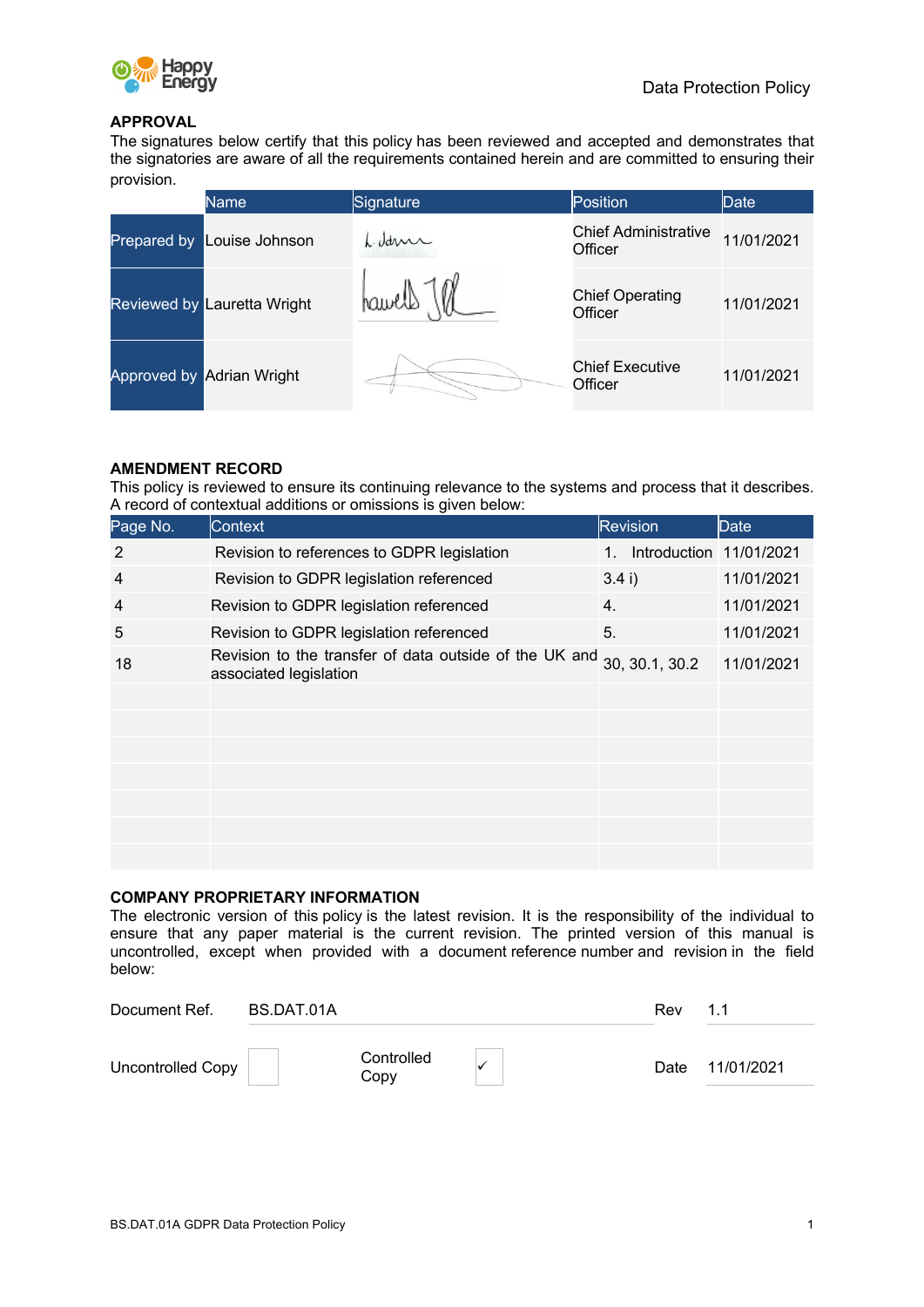Data Protection Policy

## APPROVAL

The signatures below certify that this policy has been reviewed and accepted and demonstrates that the signatories are aware of all the requirements contained herein and are committed to ensuring their provision.

| | Name | Signature | Position | Date |
|---|---|---|---|---|
| Prepared by | Louise Johnson | | Chief Administrative Officer | 11/01/2021 |
| Reviewed by | Lauretta Wright | | Chief Operating Officer | 11/01/2021 |
| Approved by | Adrian Wright | | Chief Executive Officer | 11/01/2021 |

## AMENDMENT RECORD

This policy is reviewed to ensure its continuing relevance to the systems and process that it describes. A record of contextual additions or omissions is given below:

| Page No. | Context | Revision | Date |
|---|---|---|---|
| 2 | Revision to references to GDPR legislation | 1. Introduction | 11/01/2021 |
| 4 | Revision to GDPR legislation referenced | 3.4 i) | 11/01/2021 |
| 4 | Revision to GDPR legislation referenced | 4. | 11/01/2021 |
| 5 | Revision to GDPR legislation referenced | 5. | 11/01/2021 |
| 18 | Revision to the transfer of data outside of the UK and associated legislation | 30, 30.1, 30.2 | 11/01/2021 |
| | | | |
| | | | |
| | | | |
| | | | |
| | | | |
| | | | |
| | | | |

## COMPANY PROPRIETARY INFORMATION

The electronic version of this policy is the latest revision. It is the responsibility of the individual to ensure that any paper material is the current revision. The printed version of this manual is uncontrolled, except when provided with a document reference number and revision in the field below:

| | | | | | |
|---|---|---|---|---|---|
| Document Ref. | BS.DAT.01A | | | Rev | 1.1 |
| Uncontrolled Copy | ☐ | Controlled Copy | ✓ | Date | 11/01/2021 |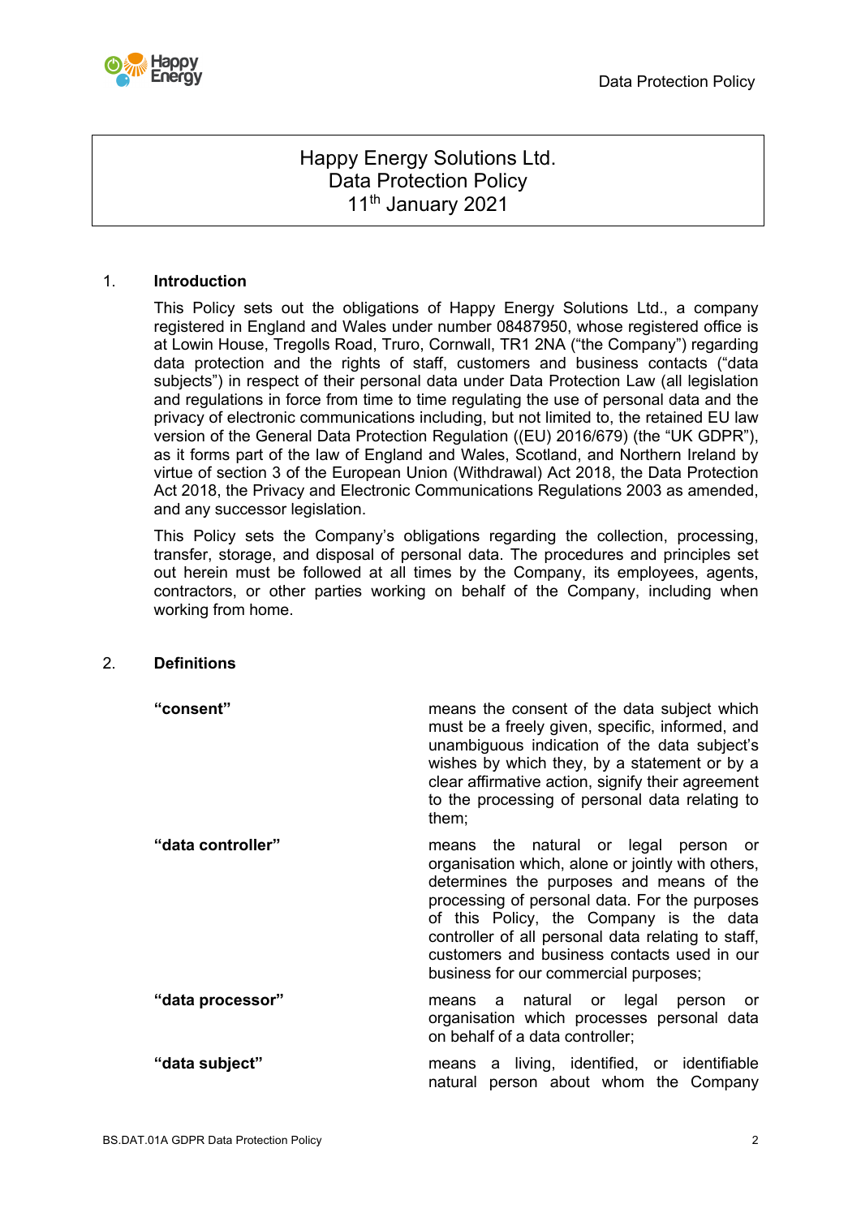Happy Energy Solutions Ltd.
Data Protection Policy
11th January 2021

## 1. Introduction

This Policy sets out the obligations of Happy Energy Solutions Ltd., a company registered in England and Wales under number 08487950, whose registered office is at Lowin House, Tregolls Road, Truro, Cornwall, TR1 2NA ("the Company") regarding data protection and the rights of staff, customers and business contacts ("data subjects") in respect of their personal data under Data Protection Law (all legislation and regulations in force from time to time regulating the use of personal data and the privacy of electronic communications including, but not limited to, the retained EU law version of the General Data Protection Regulation ((EU) 2016/679) (the "UK GDPR"), as it forms part of the law of England and Wales, Scotland, and Northern Ireland by virtue of section 3 of the European Union (Withdrawal) Act 2018, the Data Protection Act 2018, the Privacy and Electronic Communications Regulations 2003 as amended, and any successor legislation.

This Policy sets the Company's obligations regarding the collection, processing, transfer, storage, and disposal of personal data. The procedures and principles set out herein must be followed at all times by the Company, its employees, agents, contractors, or other parties working on behalf of the Company, including when working from home.

## 2. Definitions

| | |
|---|---|
| **"consent"** | means the consent of the data subject which must be a freely given, specific, informed, and unambiguous indication of the data subject's wishes by which they, by a statement or by a clear affirmative action, signify their agreement to the processing of personal data relating to them; |
| **"data controller"** | means the natural or legal person or organisation which, alone or jointly with others, determines the purposes and means of the processing of personal data. For the purposes of this Policy, the Company is the data controller of all personal data relating to staff, customers and business contacts used in our business for our commercial purposes; |
| **"data processor"** | means a natural or legal person or organisation which processes personal data on behalf of a data controller; |
| **"data subject"** | means a living, identified, or identifiable natural person about whom the Company |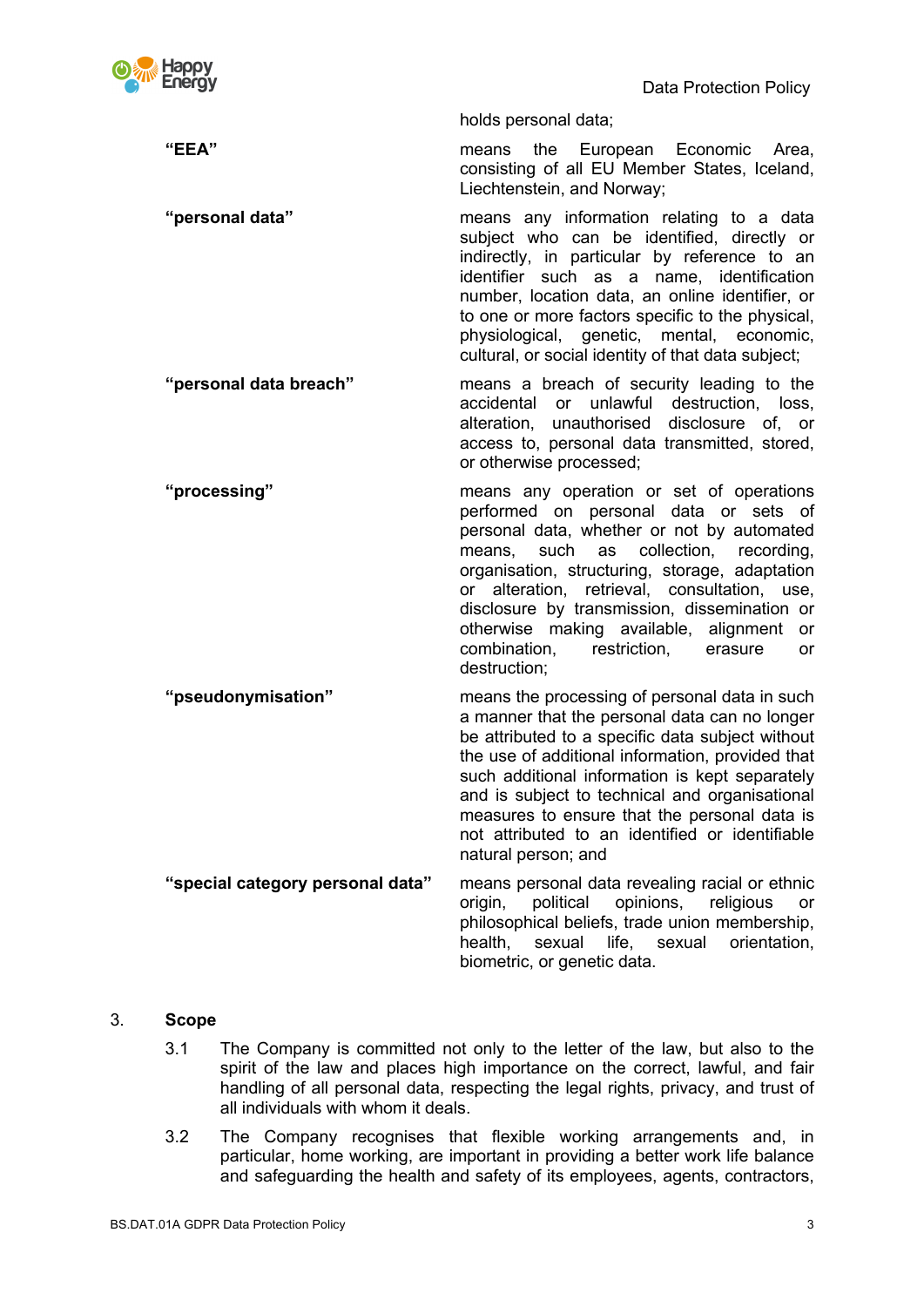| | |
|---|---|
| | holds personal data; |
| **"EEA"** | means the European Economic Area, consisting of all EU Member States, Iceland, Liechtenstein, and Norway; |
| **"personal data"** | means any information relating to a data subject who can be identified, directly or indirectly, in particular by reference to an identifier such as a name, identification number, location data, an online identifier, or to one or more factors specific to the physical, physiological, genetic, mental, economic, cultural, or social identity of that data subject; |
| **"personal data breach"** | means a breach of security leading to the accidental or unlawful destruction, loss, alteration, unauthorised disclosure of, or access to, personal data transmitted, stored, or otherwise processed; |
| **"processing"** | means any operation or set of operations performed on personal data or sets of personal data, whether or not by automated means, such as collection, recording, organisation, structuring, storage, adaptation or alteration, retrieval, consultation, use, disclosure by transmission, dissemination or otherwise making available, alignment or combination, restriction, erasure or destruction; |
| **"pseudonymisation"** | means the processing of personal data in such a manner that the personal data can no longer be attributed to a specific data subject without the use of additional information, provided that such additional information is kept separately and is subject to technical and organisational measures to ensure that the personal data is not attributed to an identified or identifiable natural person; and |
| **"special category personal data"** | means personal data revealing racial or ethnic origin, political opinions, religious or philosophical beliefs, trade union membership, health, sexual life, sexual orientation, biometric, or genetic data. |

## 3. Scope

3.1 The Company is committed not only to the letter of the law, but also to the spirit of the law and places high importance on the correct, lawful, and fair handling of all personal data, respecting the legal rights, privacy, and trust of all individuals with whom it deals.

3.2 The Company recognises that flexible working arrangements and, in particular, home working, are important in providing a better work life balance and safeguarding the health and safety of its employees, agents, contractors,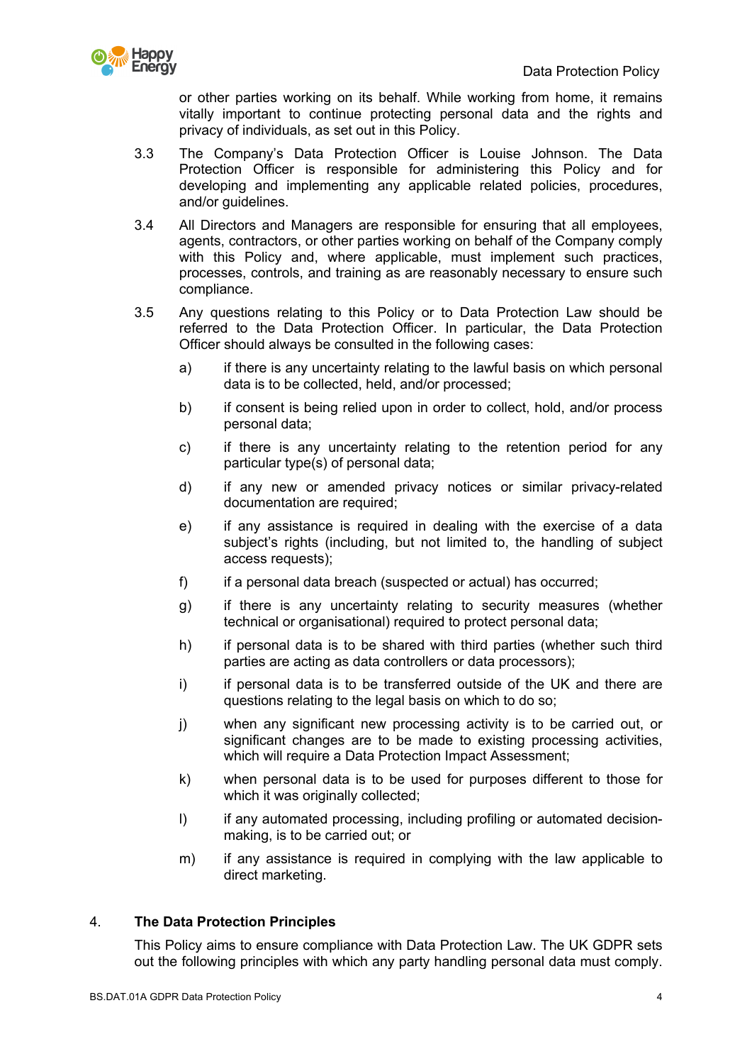or other parties working on its behalf. While working from home, it remains vitally important to continue protecting personal data and the rights and privacy of individuals, as set out in this Policy.

3.3 The Company's Data Protection Officer is Louise Johnson. The Data Protection Officer is responsible for administering this Policy and for developing and implementing any applicable related policies, procedures, and/or guidelines.

3.4 All Directors and Managers are responsible for ensuring that all employees, agents, contractors, or other parties working on behalf of the Company comply with this Policy and, where applicable, must implement such practices, processes, controls, and training as are reasonably necessary to ensure such compliance.

3.5 Any questions relating to this Policy or to Data Protection Law should be referred to the Data Protection Officer. In particular, the Data Protection Officer should always be consulted in the following cases:

a) if there is any uncertainty relating to the lawful basis on which personal data is to be collected, held, and/or processed;

b) if consent is being relied upon in order to collect, hold, and/or process personal data;

c) if there is any uncertainty relating to the retention period for any particular type(s) of personal data;

d) if any new or amended privacy notices or similar privacy-related documentation are required;

e) if any assistance is required in dealing with the exercise of a data subject's rights (including, but not limited to, the handling of subject access requests);

f) if a personal data breach (suspected or actual) has occurred;

g) if there is any uncertainty relating to security measures (whether technical or organisational) required to protect personal data;

h) if personal data is to be shared with third parties (whether such third parties are acting as data controllers or data processors);

i) if personal data is to be transferred outside of the UK and there are questions relating to the legal basis on which to do so;

j) when any significant new processing activity is to be carried out, or significant changes are to be made to existing processing activities, which will require a Data Protection Impact Assessment;

k) when personal data is to be used for purposes different to those for which it was originally collected;

l) if any automated processing, including profiling or automated decision-making, is to be carried out; or

m) if any assistance is required in complying with the law applicable to direct marketing.

## 4. The Data Protection Principles

This Policy aims to ensure compliance with Data Protection Law. The UK GDPR sets out the following principles with which any party handling personal data must comply.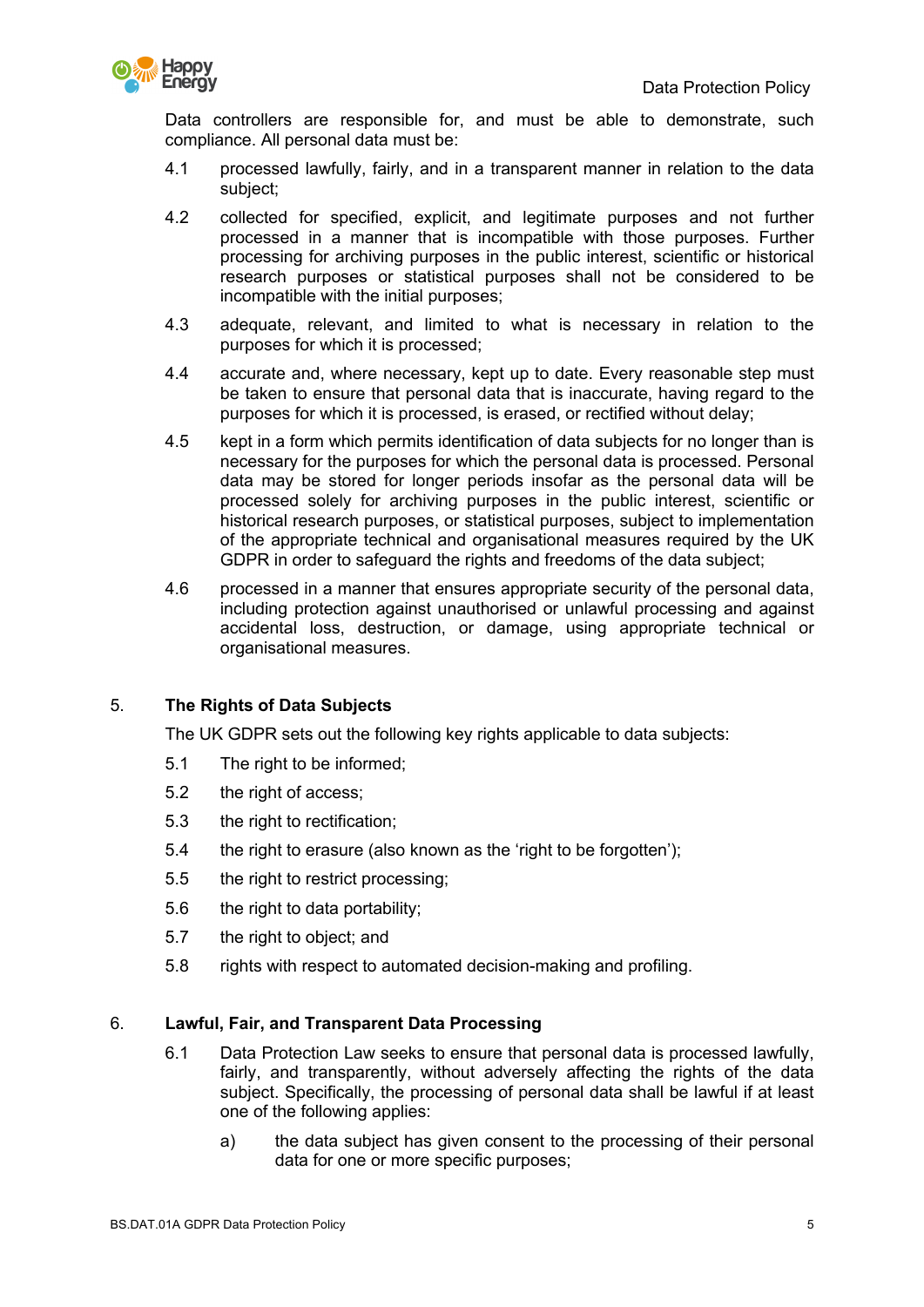Data controllers are responsible for, and must be able to demonstrate, such compliance. All personal data must be:

4.1 processed lawfully, fairly, and in a transparent manner in relation to the data subject;

4.2 collected for specified, explicit, and legitimate purposes and not further processed in a manner that is incompatible with those purposes. Further processing for archiving purposes in the public interest, scientific or historical research purposes or statistical purposes shall not be considered to be incompatible with the initial purposes;

4.3 adequate, relevant, and limited to what is necessary in relation to the purposes for which it is processed;

4.4 accurate and, where necessary, kept up to date. Every reasonable step must be taken to ensure that personal data that is inaccurate, having regard to the purposes for which it is processed, is erased, or rectified without delay;

4.5 kept in a form which permits identification of data subjects for no longer than is necessary for the purposes for which the personal data is processed. Personal data may be stored for longer periods insofar as the personal data will be processed solely for archiving purposes in the public interest, scientific or historical research purposes, or statistical purposes, subject to implementation of the appropriate technical and organisational measures required by the UK GDPR in order to safeguard the rights and freedoms of the data subject;

4.6 processed in a manner that ensures appropriate security of the personal data, including protection against unauthorised or unlawful processing and against accidental loss, destruction, or damage, using appropriate technical or organisational measures.

## 5. The Rights of Data Subjects

The UK GDPR sets out the following key rights applicable to data subjects:

5.1 The right to be informed;

5.2 the right of access;

5.3 the right to rectification;

5.4 the right to erasure (also known as the 'right to be forgotten');

5.5 the right to restrict processing;

5.6 the right to data portability;

5.7 the right to object; and

5.8 rights with respect to automated decision-making and profiling.

## 6. Lawful, Fair, and Transparent Data Processing

6.1 Data Protection Law seeks to ensure that personal data is processed lawfully, fairly, and transparently, without adversely affecting the rights of the data subject. Specifically, the processing of personal data shall be lawful if at least one of the following applies:

a) the data subject has given consent to the processing of their personal data for one or more specific purposes;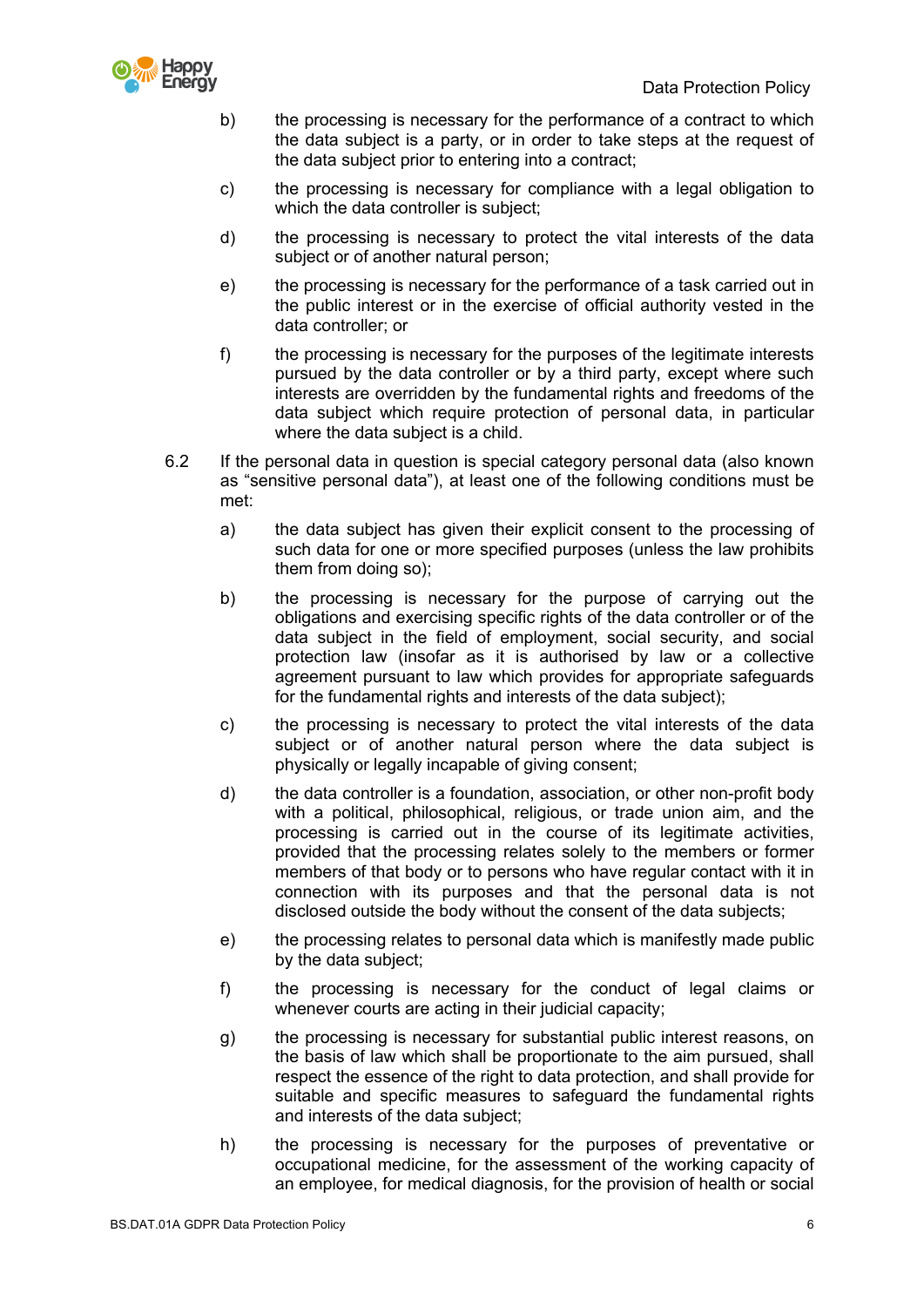b) the processing is necessary for the performance of a contract to which the data subject is a party, or in order to take steps at the request of the data subject prior to entering into a contract;

c) the processing is necessary for compliance with a legal obligation to which the data controller is subject;

d) the processing is necessary to protect the vital interests of the data subject or of another natural person;

e) the processing is necessary for the performance of a task carried out in the public interest or in the exercise of official authority vested in the data controller; or

f) the processing is necessary for the purposes of the legitimate interests pursued by the data controller or by a third party, except where such interests are overridden by the fundamental rights and freedoms of the data subject which require protection of personal data, in particular where the data subject is a child.

6.2 If the personal data in question is special category personal data (also known as "sensitive personal data"), at least one of the following conditions must be met:

a) the data subject has given their explicit consent to the processing of such data for one or more specified purposes (unless the law prohibits them from doing so);

b) the processing is necessary for the purpose of carrying out the obligations and exercising specific rights of the data controller or of the data subject in the field of employment, social security, and social protection law (insofar as it is authorised by law or a collective agreement pursuant to law which provides for appropriate safeguards for the fundamental rights and interests of the data subject);

c) the processing is necessary to protect the vital interests of the data subject or of another natural person where the data subject is physically or legally incapable of giving consent;

d) the data controller is a foundation, association, or other non-profit body with a political, philosophical, religious, or trade union aim, and the processing is carried out in the course of its legitimate activities, provided that the processing relates solely to the members or former members of that body or to persons who have regular contact with it in connection with its purposes and that the personal data is not disclosed outside the body without the consent of the data subjects;

e) the processing relates to personal data which is manifestly made public by the data subject;

f) the processing is necessary for the conduct of legal claims or whenever courts are acting in their judicial capacity;

g) the processing is necessary for substantial public interest reasons, on the basis of law which shall be proportionate to the aim pursued, shall respect the essence of the right to data protection, and shall provide for suitable and specific measures to safeguard the fundamental rights and interests of the data subject;

h) the processing is necessary for the purposes of preventative or occupational medicine, for the assessment of the working capacity of an employee, for medical diagnosis, for the provision of health or social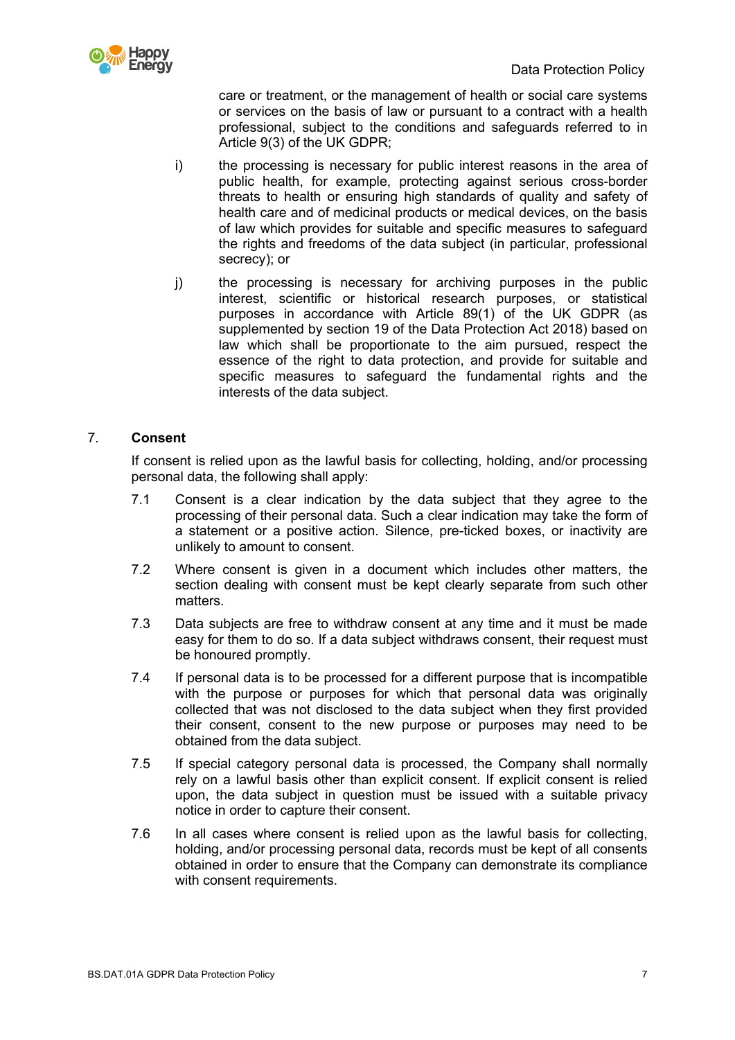care or treatment, or the management of health or social care systems or services on the basis of law or pursuant to a contract with a health professional, subject to the conditions and safeguards referred to in Article 9(3) of the UK GDPR;

i) the processing is necessary for public interest reasons in the area of public health, for example, protecting against serious cross-border threats to health or ensuring high standards of quality and safety of health care and of medicinal products or medical devices, on the basis of law which provides for suitable and specific measures to safeguard the rights and freedoms of the data subject (in particular, professional secrecy); or

j) the processing is necessary for archiving purposes in the public interest, scientific or historical research purposes, or statistical purposes in accordance with Article 89(1) of the UK GDPR (as supplemented by section 19 of the Data Protection Act 2018) based on law which shall be proportionate to the aim pursued, respect the essence of the right to data protection, and provide for suitable and specific measures to safeguard the fundamental rights and the interests of the data subject.

## 7. Consent

If consent is relied upon as the lawful basis for collecting, holding, and/or processing personal data, the following shall apply:

7.1 Consent is a clear indication by the data subject that they agree to the processing of their personal data. Such a clear indication may take the form of a statement or a positive action. Silence, pre-ticked boxes, or inactivity are unlikely to amount to consent.

7.2 Where consent is given in a document which includes other matters, the section dealing with consent must be kept clearly separate from such other matters.

7.3 Data subjects are free to withdraw consent at any time and it must be made easy for them to do so. If a data subject withdraws consent, their request must be honoured promptly.

7.4 If personal data is to be processed for a different purpose that is incompatible with the purpose or purposes for which that personal data was originally collected that was not disclosed to the data subject when they first provided their consent, consent to the new purpose or purposes may need to be obtained from the data subject.

7.5 If special category personal data is processed, the Company shall normally rely on a lawful basis other than explicit consent. If explicit consent is relied upon, the data subject in question must be issued with a suitable privacy notice in order to capture their consent.

7.6 In all cases where consent is relied upon as the lawful basis for collecting, holding, and/or processing personal data, records must be kept of all consents obtained in order to ensure that the Company can demonstrate its compliance with consent requirements.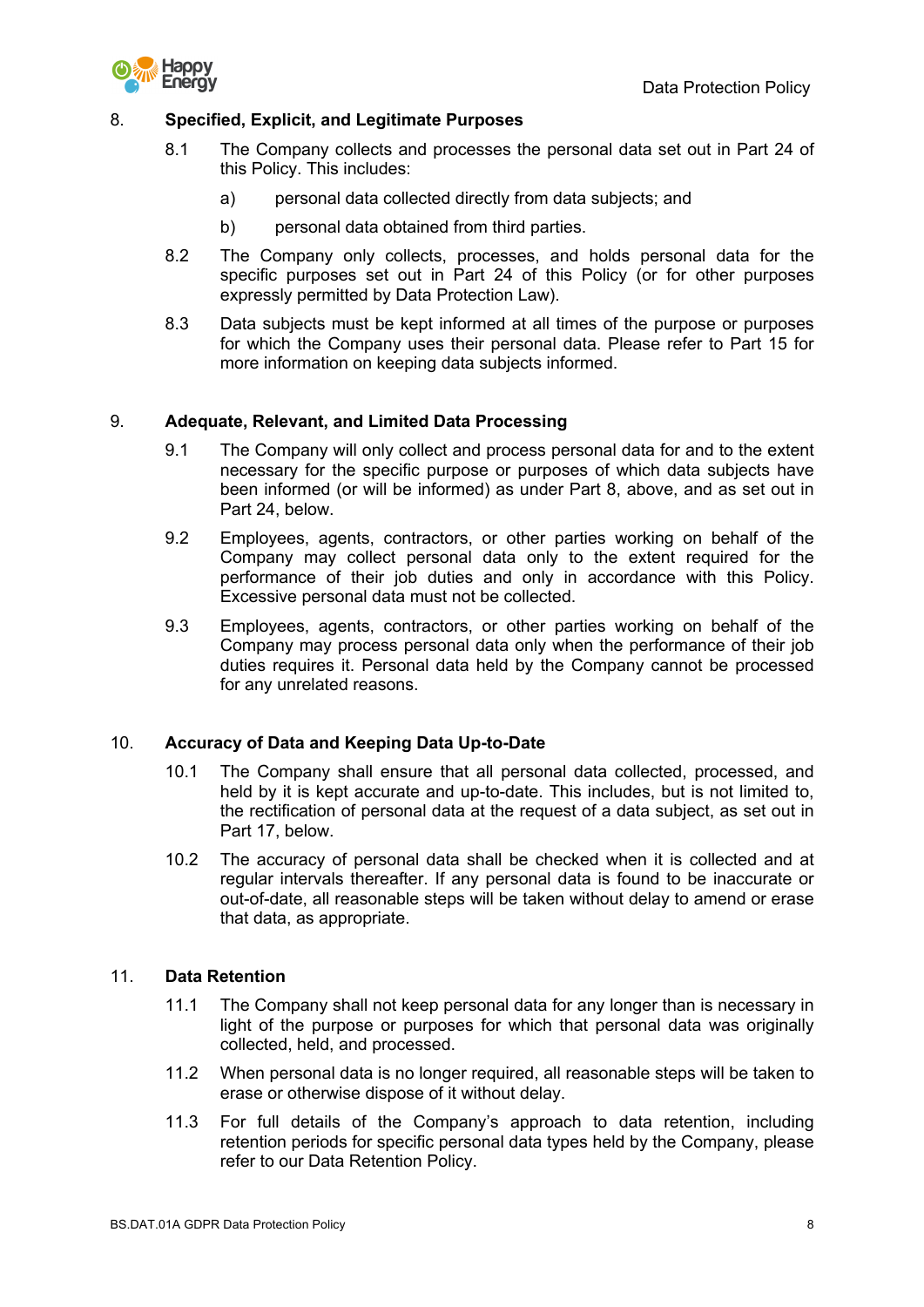## 8. Specified, Explicit, and Legitimate Purposes

8.1 The Company collects and processes the personal data set out in Part 24 of this Policy. This includes:

a) personal data collected directly from data subjects; and

b) personal data obtained from third parties.

8.2 The Company only collects, processes, and holds personal data for the specific purposes set out in Part 24 of this Policy (or for other purposes expressly permitted by Data Protection Law).

8.3 Data subjects must be kept informed at all times of the purpose or purposes for which the Company uses their personal data. Please refer to Part 15 for more information on keeping data subjects informed.

## 9. Adequate, Relevant, and Limited Data Processing

9.1 The Company will only collect and process personal data for and to the extent necessary for the specific purpose or purposes of which data subjects have been informed (or will be informed) as under Part 8, above, and as set out in Part 24, below.

9.2 Employees, agents, contractors, or other parties working on behalf of the Company may collect personal data only to the extent required for the performance of their job duties and only in accordance with this Policy. Excessive personal data must not be collected.

9.3 Employees, agents, contractors, or other parties working on behalf of the Company may process personal data only when the performance of their job duties requires it. Personal data held by the Company cannot be processed for any unrelated reasons.

## 10. Accuracy of Data and Keeping Data Up-to-Date

10.1 The Company shall ensure that all personal data collected, processed, and held by it is kept accurate and up-to-date. This includes, but is not limited to, the rectification of personal data at the request of a data subject, as set out in Part 17, below.

10.2 The accuracy of personal data shall be checked when it is collected and at regular intervals thereafter. If any personal data is found to be inaccurate or out-of-date, all reasonable steps will be taken without delay to amend or erase that data, as appropriate.

## 11. Data Retention

11.1 The Company shall not keep personal data for any longer than is necessary in light of the purpose or purposes for which that personal data was originally collected, held, and processed.

11.2 When personal data is no longer required, all reasonable steps will be taken to erase or otherwise dispose of it without delay.

11.3 For full details of the Company's approach to data retention, including retention periods for specific personal data types held by the Company, please refer to our Data Retention Policy.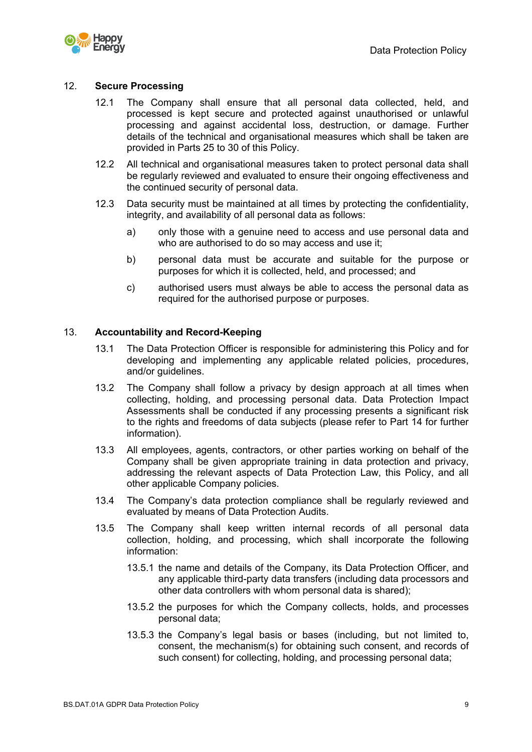## 12. Secure Processing

12.1 The Company shall ensure that all personal data collected, held, and processed is kept secure and protected against unauthorised or unlawful processing and against accidental loss, destruction, or damage. Further details of the technical and organisational measures which shall be taken are provided in Parts 25 to 30 of this Policy.

12.2 All technical and organisational measures taken to protect personal data shall be regularly reviewed and evaluated to ensure their ongoing effectiveness and the continued security of personal data.

12.3 Data security must be maintained at all times by protecting the confidentiality, integrity, and availability of all personal data as follows:

a) only those with a genuine need to access and use personal data and who are authorised to do so may access and use it;

b) personal data must be accurate and suitable for the purpose or purposes for which it is collected, held, and processed; and

c) authorised users must always be able to access the personal data as required for the authorised purpose or purposes.

## 13. Accountability and Record-Keeping

13.1 The Data Protection Officer is responsible for administering this Policy and for developing and implementing any applicable related policies, procedures, and/or guidelines.

13.2 The Company shall follow a privacy by design approach at all times when collecting, holding, and processing personal data. Data Protection Impact Assessments shall be conducted if any processing presents a significant risk to the rights and freedoms of data subjects (please refer to Part 14 for further information).

13.3 All employees, agents, contractors, or other parties working on behalf of the Company shall be given appropriate training in data protection and privacy, addressing the relevant aspects of Data Protection Law, this Policy, and all other applicable Company policies.

13.4 The Company's data protection compliance shall be regularly reviewed and evaluated by means of Data Protection Audits.

13.5 The Company shall keep written internal records of all personal data collection, holding, and processing, which shall incorporate the following information:

13.5.1 the name and details of the Company, its Data Protection Officer, and any applicable third-party data transfers (including data processors and other data controllers with whom personal data is shared);

13.5.2 the purposes for which the Company collects, holds, and processes personal data;

13.5.3 the Company's legal basis or bases (including, but not limited to, consent, the mechanism(s) for obtaining such consent, and records of such consent) for collecting, holding, and processing personal data;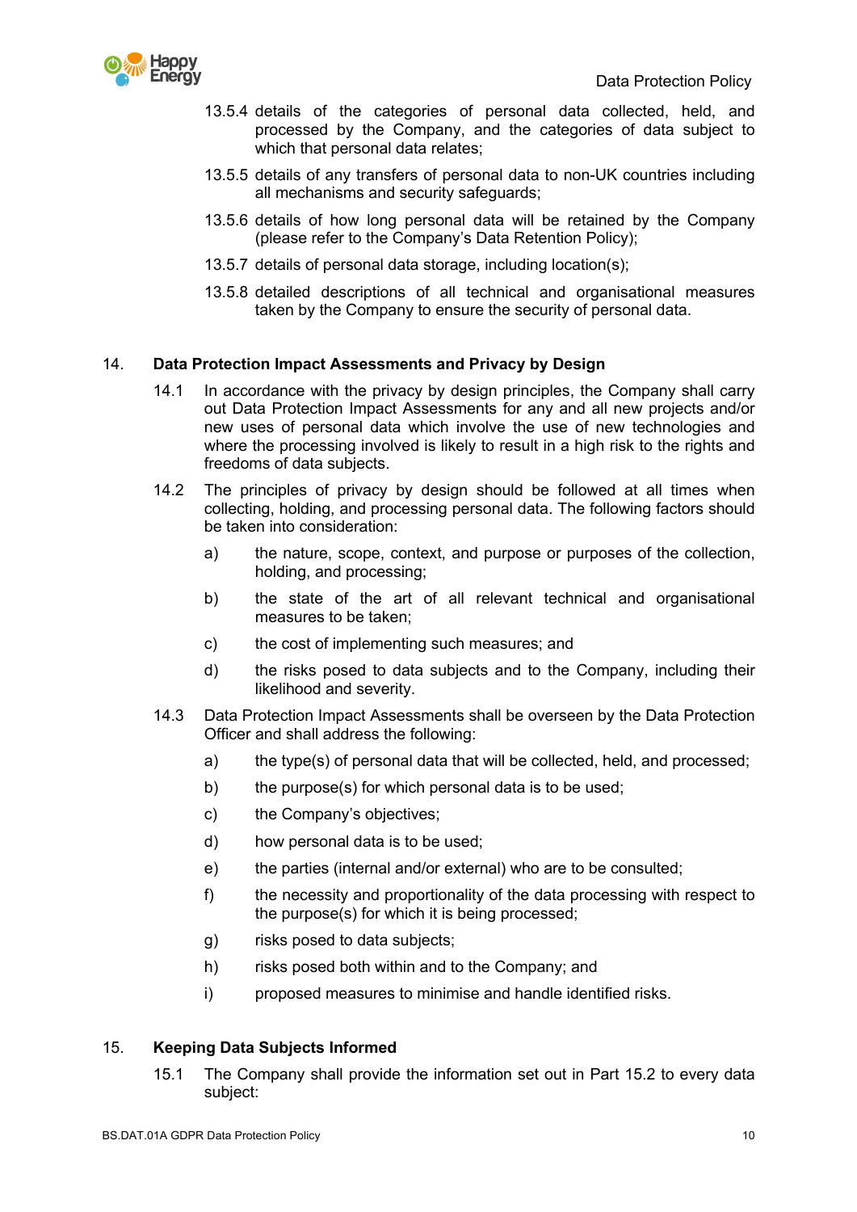13.5.4 details of the categories of personal data collected, held, and processed by the Company, and the categories of data subject to which that personal data relates;

13.5.5 details of any transfers of personal data to non-UK countries including all mechanisms and security safeguards;

13.5.6 details of how long personal data will be retained by the Company (please refer to the Company's Data Retention Policy);

13.5.7 details of personal data storage, including location(s);

13.5.8 detailed descriptions of all technical and organisational measures taken by the Company to ensure the security of personal data.

## 14. Data Protection Impact Assessments and Privacy by Design

14.1 In accordance with the privacy by design principles, the Company shall carry out Data Protection Impact Assessments for any and all new projects and/or new uses of personal data which involve the use of new technologies and where the processing involved is likely to result in a high risk to the rights and freedoms of data subjects.

14.2 The principles of privacy by design should be followed at all times when collecting, holding, and processing personal data. The following factors should be taken into consideration:

a) the nature, scope, context, and purpose or purposes of the collection, holding, and processing;

b) the state of the art of all relevant technical and organisational measures to be taken;

c) the cost of implementing such measures; and

d) the risks posed to data subjects and to the Company, including their likelihood and severity.

14.3 Data Protection Impact Assessments shall be overseen by the Data Protection Officer and shall address the following:

a) the type(s) of personal data that will be collected, held, and processed;

b) the purpose(s) for which personal data is to be used;

c) the Company's objectives;

d) how personal data is to be used;

e) the parties (internal and/or external) who are to be consulted;

f) the necessity and proportionality of the data processing with respect to the purpose(s) for which it is being processed;

g) risks posed to data subjects;

h) risks posed both within and to the Company; and

i) proposed measures to minimise and handle identified risks.

## 15. Keeping Data Subjects Informed

15.1 The Company shall provide the information set out in Part 15.2 to every data subject: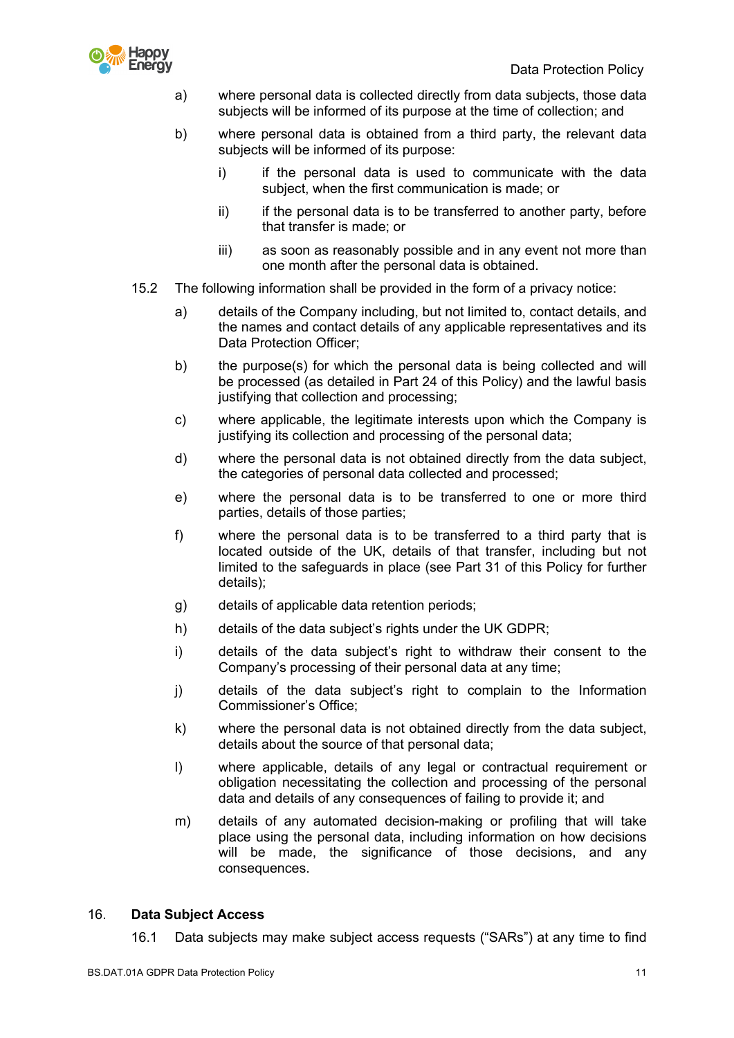a) where personal data is collected directly from data subjects, those data subjects will be informed of its purpose at the time of collection; and

b) where personal data is obtained from a third party, the relevant data subjects will be informed of its purpose:

   i) if the personal data is used to communicate with the data subject, when the first communication is made; or

   ii) if the personal data is to be transferred to another party, before that transfer is made; or

   iii) as soon as reasonably possible and in any event not more than one month after the personal data is obtained.

15.2 The following information shall be provided in the form of a privacy notice:

a) details of the Company including, but not limited to, contact details, and the names and contact details of any applicable representatives and its Data Protection Officer;

b) the purpose(s) for which the personal data is being collected and will be processed (as detailed in Part 24 of this Policy) and the lawful basis justifying that collection and processing;

c) where applicable, the legitimate interests upon which the Company is justifying its collection and processing of the personal data;

d) where the personal data is not obtained directly from the data subject, the categories of personal data collected and processed;

e) where the personal data is to be transferred to one or more third parties, details of those parties;

f) where the personal data is to be transferred to a third party that is located outside of the UK, details of that transfer, including but not limited to the safeguards in place (see Part 31 of this Policy for further details);

g) details of applicable data retention periods;

h) details of the data subject's rights under the UK GDPR;

i) details of the data subject's right to withdraw their consent to the Company's processing of their personal data at any time;

j) details of the data subject's right to complain to the Information Commissioner's Office;

k) where the personal data is not obtained directly from the data subject, details about the source of that personal data;

l) where applicable, details of any legal or contractual requirement or obligation necessitating the collection and processing of the personal data and details of any consequences of failing to provide it; and

m) details of any automated decision-making or profiling that will take place using the personal data, including information on how decisions will be made, the significance of those decisions, and any consequences.

## 16. Data Subject Access

16.1 Data subjects may make subject access requests ("SARs") at any time to find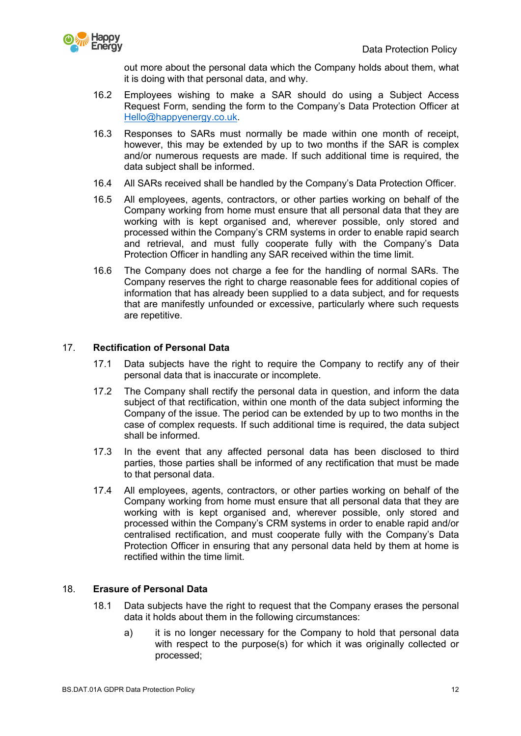out more about the personal data which the Company holds about them, what it is doing with that personal data, and why.

16.2 Employees wishing to make a SAR should do using a Subject Access Request Form, sending the form to the Company's Data Protection Officer at Hello@happyenergy.co.uk.

16.3 Responses to SARs must normally be made within one month of receipt, however, this may be extended by up to two months if the SAR is complex and/or numerous requests are made. If such additional time is required, the data subject shall be informed.

16.4 All SARs received shall be handled by the Company's Data Protection Officer.

16.5 All employees, agents, contractors, or other parties working on behalf of the Company working from home must ensure that all personal data that they are working with is kept organised and, wherever possible, only stored and processed within the Company's CRM systems in order to enable rapid search and retrieval, and must fully cooperate fully with the Company's Data Protection Officer in handling any SAR received within the time limit.

16.6 The Company does not charge a fee for the handling of normal SARs. The Company reserves the right to charge reasonable fees for additional copies of information that has already been supplied to a data subject, and for requests that are manifestly unfounded or excessive, particularly where such requests are repetitive.

## 17. Rectification of Personal Data

17.1 Data subjects have the right to require the Company to rectify any of their personal data that is inaccurate or incomplete.

17.2 The Company shall rectify the personal data in question, and inform the data subject of that rectification, within one month of the data subject informing the Company of the issue. The period can be extended by up to two months in the case of complex requests. If such additional time is required, the data subject shall be informed.

17.3 In the event that any affected personal data has been disclosed to third parties, those parties shall be informed of any rectification that must be made to that personal data.

17.4 All employees, agents, contractors, or other parties working on behalf of the Company working from home must ensure that all personal data that they are working with is kept organised and, wherever possible, only stored and processed within the Company's CRM systems in order to enable rapid and/or centralised rectification, and must cooperate fully with the Company's Data Protection Officer in ensuring that any personal data held by them at home is rectified within the time limit.

## 18. Erasure of Personal Data

18.1 Data subjects have the right to request that the Company erases the personal data it holds about them in the following circumstances:

a) it is no longer necessary for the Company to hold that personal data with respect to the purpose(s) for which it was originally collected or processed;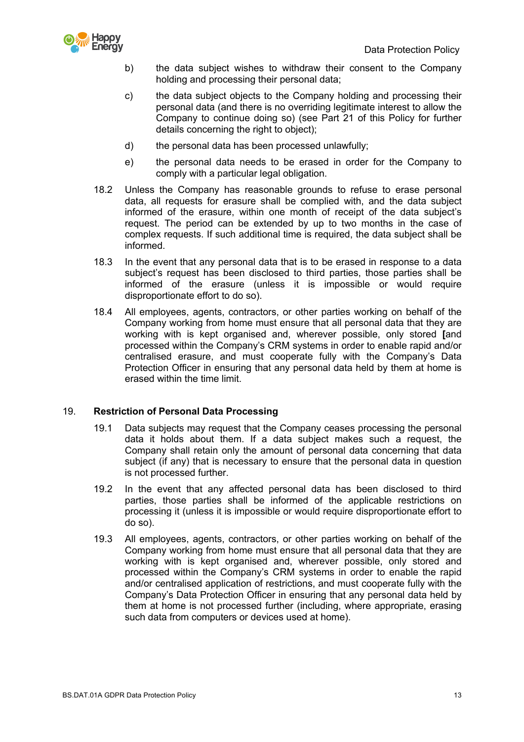b) the data subject wishes to withdraw their consent to the Company holding and processing their personal data;

c) the data subject objects to the Company holding and processing their personal data (and there is no overriding legitimate interest to allow the Company to continue doing so) (see Part 21 of this Policy for further details concerning the right to object);

d) the personal data has been processed unlawfully;

e) the personal data needs to be erased in order for the Company to comply with a particular legal obligation.

18.2 Unless the Company has reasonable grounds to refuse to erase personal data, all requests for erasure shall be complied with, and the data subject informed of the erasure, within one month of receipt of the data subject's request. The period can be extended by up to two months in the case of complex requests. If such additional time is required, the data subject shall be informed.

18.3 In the event that any personal data that is to be erased in response to a data subject's request has been disclosed to third parties, those parties shall be informed of the erasure (unless it is impossible or would require disproportionate effort to do so).

18.4 All employees, agents, contractors, or other parties working on behalf of the Company working from home must ensure that all personal data that they are working with is kept organised and, wherever possible, only stored [and processed within the Company's CRM systems in order to enable rapid and/or centralised erasure, and must cooperate fully with the Company's Data Protection Officer in ensuring that any personal data held by them at home is erased within the time limit.

## 19. Restriction of Personal Data Processing

19.1 Data subjects may request that the Company ceases processing the personal data it holds about them. If a data subject makes such a request, the Company shall retain only the amount of personal data concerning that data subject (if any) that is necessary to ensure that the personal data in question is not processed further.

19.2 In the event that any affected personal data has been disclosed to third parties, those parties shall be informed of the applicable restrictions on processing it (unless it is impossible or would require disproportionate effort to do so).

19.3 All employees, agents, contractors, or other parties working on behalf of the Company working from home must ensure that all personal data that they are working with is kept organised and, wherever possible, only stored and processed within the Company's CRM systems in order to enable the rapid and/or centralised application of restrictions, and must cooperate fully with the Company's Data Protection Officer in ensuring that any personal data held by them at home is not processed further (including, where appropriate, erasing such data from computers or devices used at home).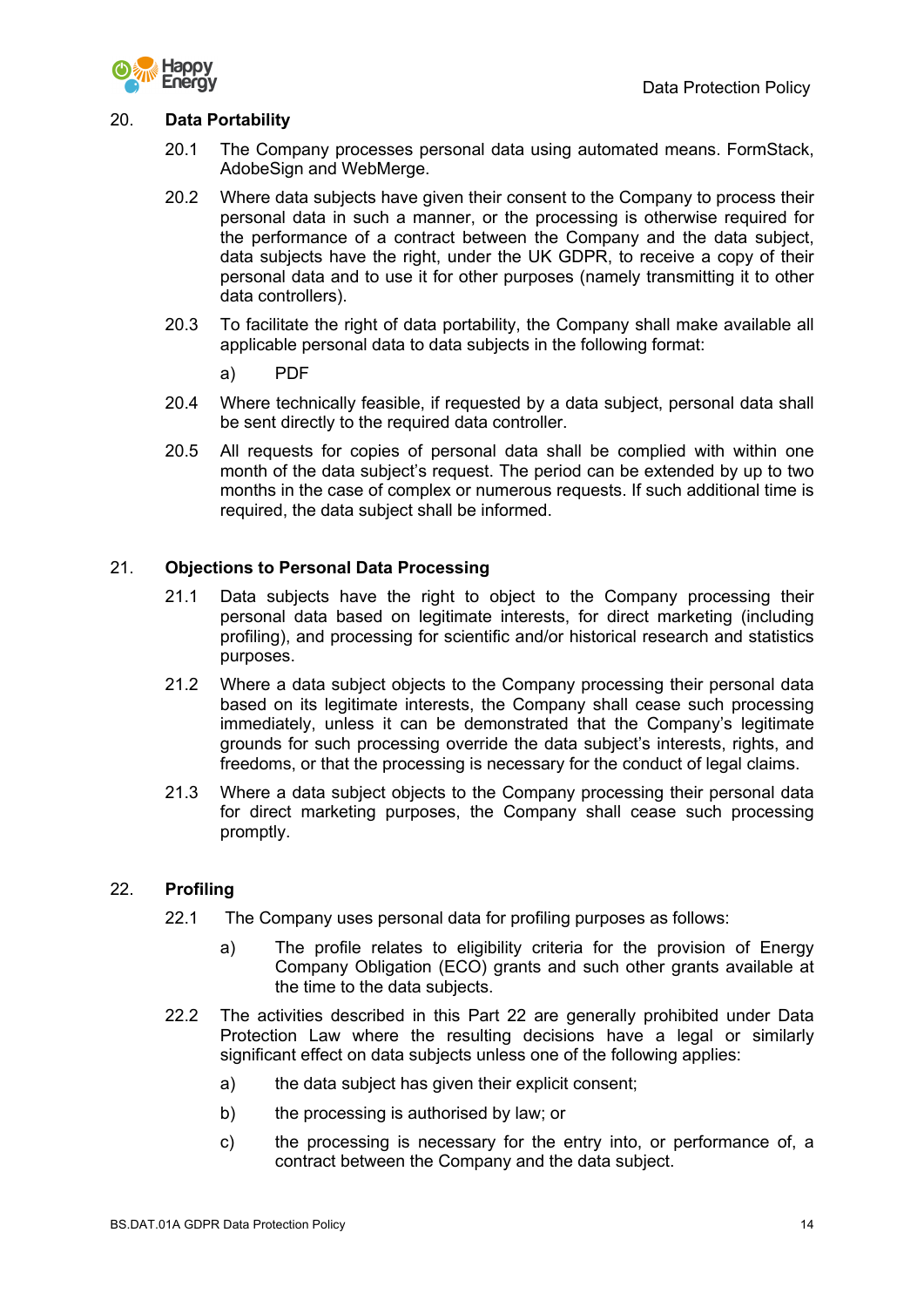## 20. Data Portability

20.1 The Company processes personal data using automated means. FormStack, AdobeSign and WebMerge.

20.2 Where data subjects have given their consent to the Company to process their personal data in such a manner, or the processing is otherwise required for the performance of a contract between the Company and the data subject, data subjects have the right, under the UK GDPR, to receive a copy of their personal data and to use it for other purposes (namely transmitting it to other data controllers).

20.3 To facilitate the right of data portability, the Company shall make available all applicable personal data to data subjects in the following format:

a) PDF

20.4 Where technically feasible, if requested by a data subject, personal data shall be sent directly to the required data controller.

20.5 All requests for copies of personal data shall be complied with within one month of the data subject's request. The period can be extended by up to two months in the case of complex or numerous requests. If such additional time is required, the data subject shall be informed.

## 21. Objections to Personal Data Processing

21.1 Data subjects have the right to object to the Company processing their personal data based on legitimate interests, for direct marketing (including profiling), and processing for scientific and/or historical research and statistics purposes.

21.2 Where a data subject objects to the Company processing their personal data based on its legitimate interests, the Company shall cease such processing immediately, unless it can be demonstrated that the Company's legitimate grounds for such processing override the data subject's interests, rights, and freedoms, or that the processing is necessary for the conduct of legal claims.

21.3 Where a data subject objects to the Company processing their personal data for direct marketing purposes, the Company shall cease such processing promptly.

## 22. Profiling

22.1 The Company uses personal data for profiling purposes as follows:

a) The profile relates to eligibility criteria for the provision of Energy Company Obligation (ECO) grants and such other grants available at the time to the data subjects.

22.2 The activities described in this Part 22 are generally prohibited under Data Protection Law where the resulting decisions have a legal or similarly significant effect on data subjects unless one of the following applies:

a) the data subject has given their explicit consent;

b) the processing is authorised by law; or

c) the processing is necessary for the entry into, or performance of, a contract between the Company and the data subject.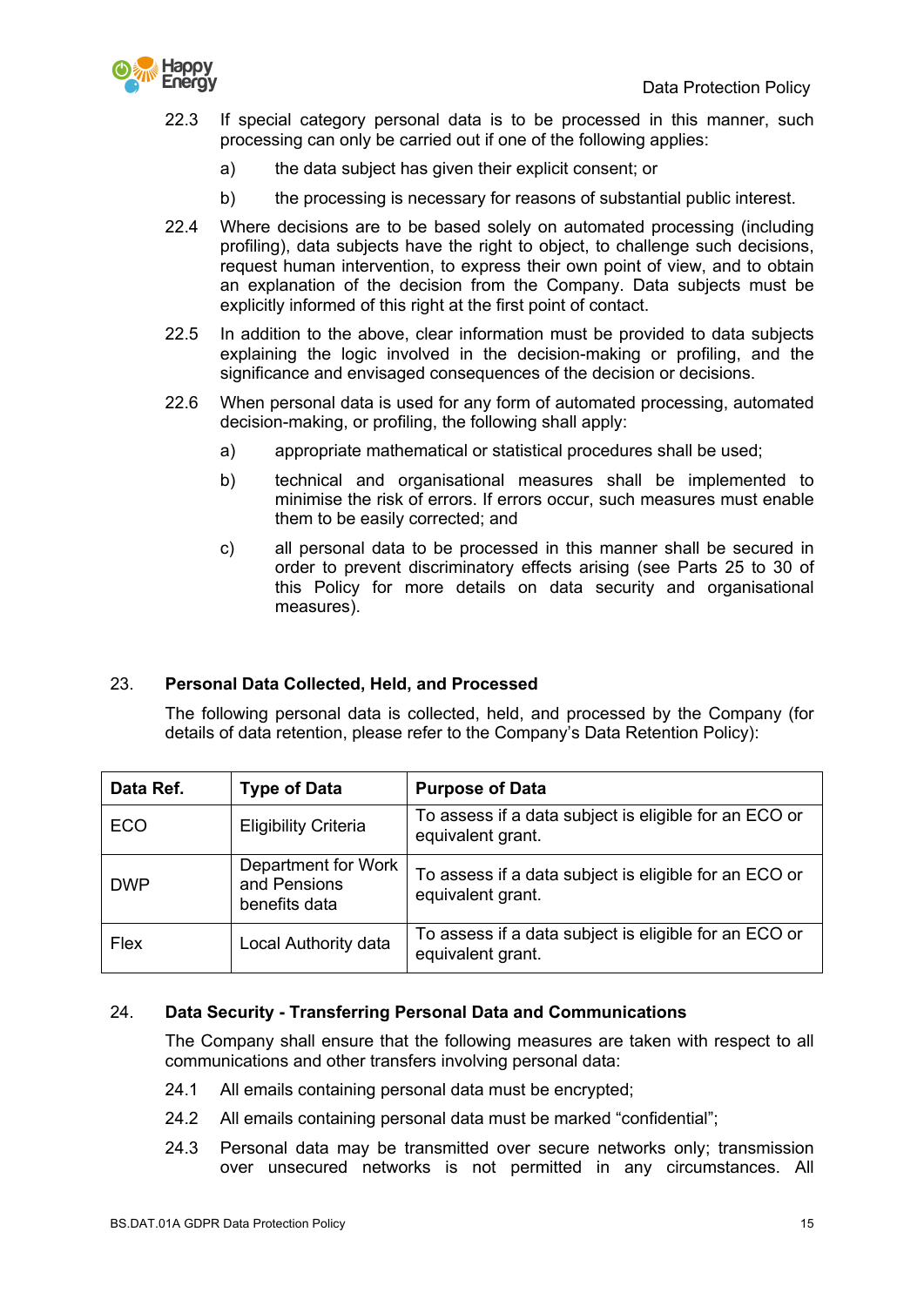22.3 If special category personal data is to be processed in this manner, such processing can only be carried out if one of the following applies:

a) the data subject has given their explicit consent; or

b) the processing is necessary for reasons of substantial public interest.

22.4 Where decisions are to be based solely on automated processing (including profiling), data subjects have the right to object, to challenge such decisions, request human intervention, to express their own point of view, and to obtain an explanation of the decision from the Company. Data subjects must be explicitly informed of this right at the first point of contact.

22.5 In addition to the above, clear information must be provided to data subjects explaining the logic involved in the decision-making or profiling, and the significance and envisaged consequences of the decision or decisions.

22.6 When personal data is used for any form of automated processing, automated decision-making, or profiling, the following shall apply:

a) appropriate mathematical or statistical procedures shall be used;

b) technical and organisational measures shall be implemented to minimise the risk of errors. If errors occur, such measures must enable them to be easily corrected; and

c) all personal data to be processed in this manner shall be secured in order to prevent discriminatory effects arising (see Parts 25 to 30 of this Policy for more details on data security and organisational measures).

## 23. Personal Data Collected, Held, and Processed

The following personal data is collected, held, and processed by the Company (for details of data retention, please refer to the Company's Data Retention Policy):

| Data Ref. | Type of Data | Purpose of Data |
|---|---|---|
| ECO | Eligibility Criteria | To assess if a data subject is eligible for an ECO or equivalent grant. |
| DWP | Department for Work and Pensions benefits data | To assess if a data subject is eligible for an ECO or equivalent grant. |
| Flex | Local Authority data | To assess if a data subject is eligible for an ECO or equivalent grant. |

## 24. Data Security - Transferring Personal Data and Communications

The Company shall ensure that the following measures are taken with respect to all communications and other transfers involving personal data:

24.1 All emails containing personal data must be encrypted;

24.2 All emails containing personal data must be marked "confidential";

24.3 Personal data may be transmitted over secure networks only; transmission over unsecured networks is not permitted in any circumstances. All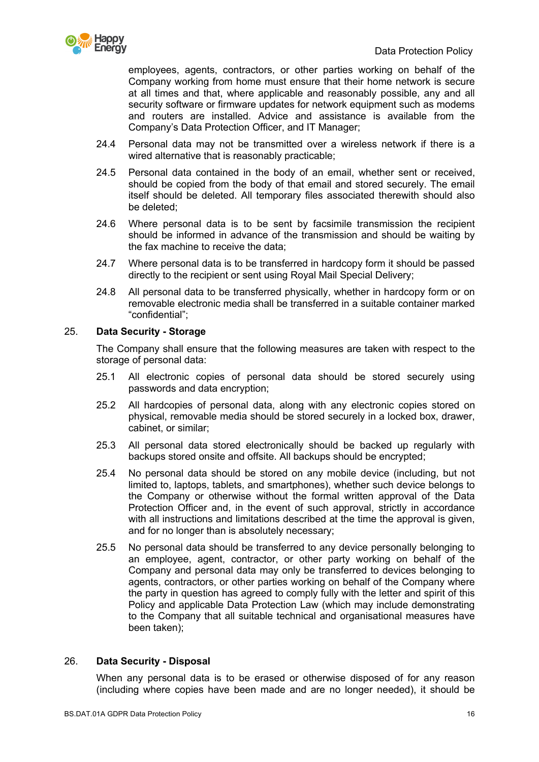employees, agents, contractors, or other parties working on behalf of the Company working from home must ensure that their home network is secure at all times and that, where applicable and reasonably possible, any and all security software or firmware updates for network equipment such as modems and routers are installed. Advice and assistance is available from the Company's Data Protection Officer, and IT Manager;

24.4 Personal data may not be transmitted over a wireless network if there is a wired alternative that is reasonably practicable;

24.5 Personal data contained in the body of an email, whether sent or received, should be copied from the body of that email and stored securely. The email itself should be deleted. All temporary files associated therewith should also be deleted;

24.6 Where personal data is to be sent by facsimile transmission the recipient should be informed in advance of the transmission and should be waiting by the fax machine to receive the data;

24.7 Where personal data is to be transferred in hardcopy form it should be passed directly to the recipient or sent using Royal Mail Special Delivery;

24.8 All personal data to be transferred physically, whether in hardcopy form or on removable electronic media shall be transferred in a suitable container marked "confidential";

## 25. Data Security - Storage

The Company shall ensure that the following measures are taken with respect to the storage of personal data:

25.1 All electronic copies of personal data should be stored securely using passwords and data encryption;

25.2 All hardcopies of personal data, along with any electronic copies stored on physical, removable media should be stored securely in a locked box, drawer, cabinet, or similar;

25.3 All personal data stored electronically should be backed up regularly with backups stored onsite and offsite. All backups should be encrypted;

25.4 No personal data should be stored on any mobile device (including, but not limited to, laptops, tablets, and smartphones), whether such device belongs to the Company or otherwise without the formal written approval of the Data Protection Officer and, in the event of such approval, strictly in accordance with all instructions and limitations described at the time the approval is given, and for no longer than is absolutely necessary;

25.5 No personal data should be transferred to any device personally belonging to an employee, agent, contractor, or other party working on behalf of the Company and personal data may only be transferred to devices belonging to agents, contractors, or other parties working on behalf of the Company where the party in question has agreed to comply fully with the letter and spirit of this Policy and applicable Data Protection Law (which may include demonstrating to the Company that all suitable technical and organisational measures have been taken);

## 26. Data Security - Disposal

When any personal data is to be erased or otherwise disposed of for any reason (including where copies have been made and are no longer needed), it should be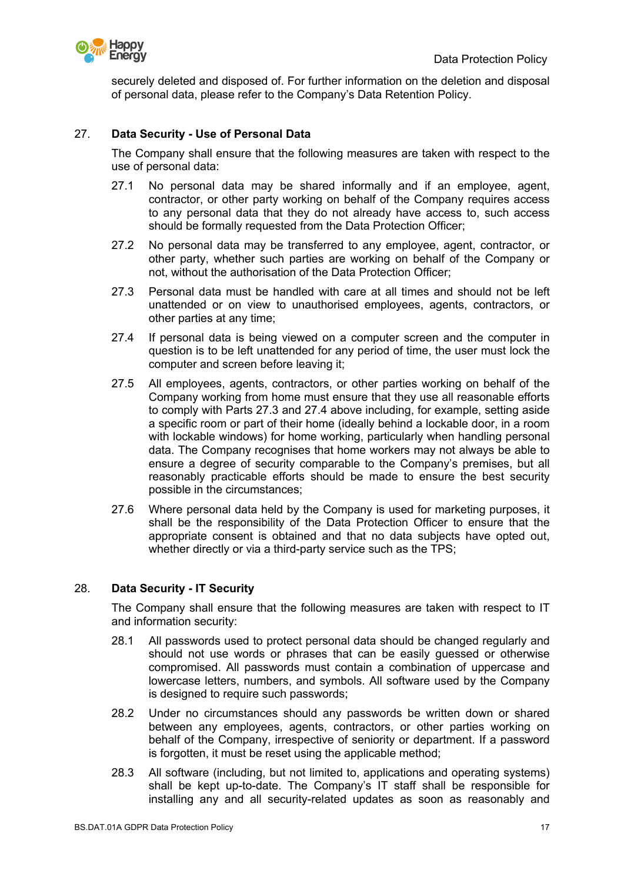securely deleted and disposed of. For further information on the deletion and disposal of personal data, please refer to the Company's Data Retention Policy.

## 27. Data Security - Use of Personal Data

The Company shall ensure that the following measures are taken with respect to the use of personal data:

27.1 No personal data may be shared informally and if an employee, agent, contractor, or other party working on behalf of the Company requires access to any personal data that they do not already have access to, such access should be formally requested from the Data Protection Officer;

27.2 No personal data may be transferred to any employee, agent, contractor, or other party, whether such parties are working on behalf of the Company or not, without the authorisation of the Data Protection Officer;

27.3 Personal data must be handled with care at all times and should not be left unattended or on view to unauthorised employees, agents, contractors, or other parties at any time;

27.4 If personal data is being viewed on a computer screen and the computer in question is to be left unattended for any period of time, the user must lock the computer and screen before leaving it;

27.5 All employees, agents, contractors, or other parties working on behalf of the Company working from home must ensure that they use all reasonable efforts to comply with Parts 27.3 and 27.4 above including, for example, setting aside a specific room or part of their home (ideally behind a lockable door, in a room with lockable windows) for home working, particularly when handling personal data. The Company recognises that home workers may not always be able to ensure a degree of security comparable to the Company's premises, but all reasonably practicable efforts should be made to ensure the best security possible in the circumstances;

27.6 Where personal data held by the Company is used for marketing purposes, it shall be the responsibility of the Data Protection Officer to ensure that the appropriate consent is obtained and that no data subjects have opted out, whether directly or via a third-party service such as the TPS;

## 28. Data Security - IT Security

The Company shall ensure that the following measures are taken with respect to IT and information security:

28.1 All passwords used to protect personal data should be changed regularly and should not use words or phrases that can be easily guessed or otherwise compromised. All passwords must contain a combination of uppercase and lowercase letters, numbers, and symbols. All software used by the Company is designed to require such passwords;

28.2 Under no circumstances should any passwords be written down or shared between any employees, agents, contractors, or other parties working on behalf of the Company, irrespective of seniority or department. If a password is forgotten, it must be reset using the applicable method;

28.3 All software (including, but not limited to, applications and operating systems) shall be kept up-to-date. The Company's IT staff shall be responsible for installing any and all security-related updates as soon as reasonably and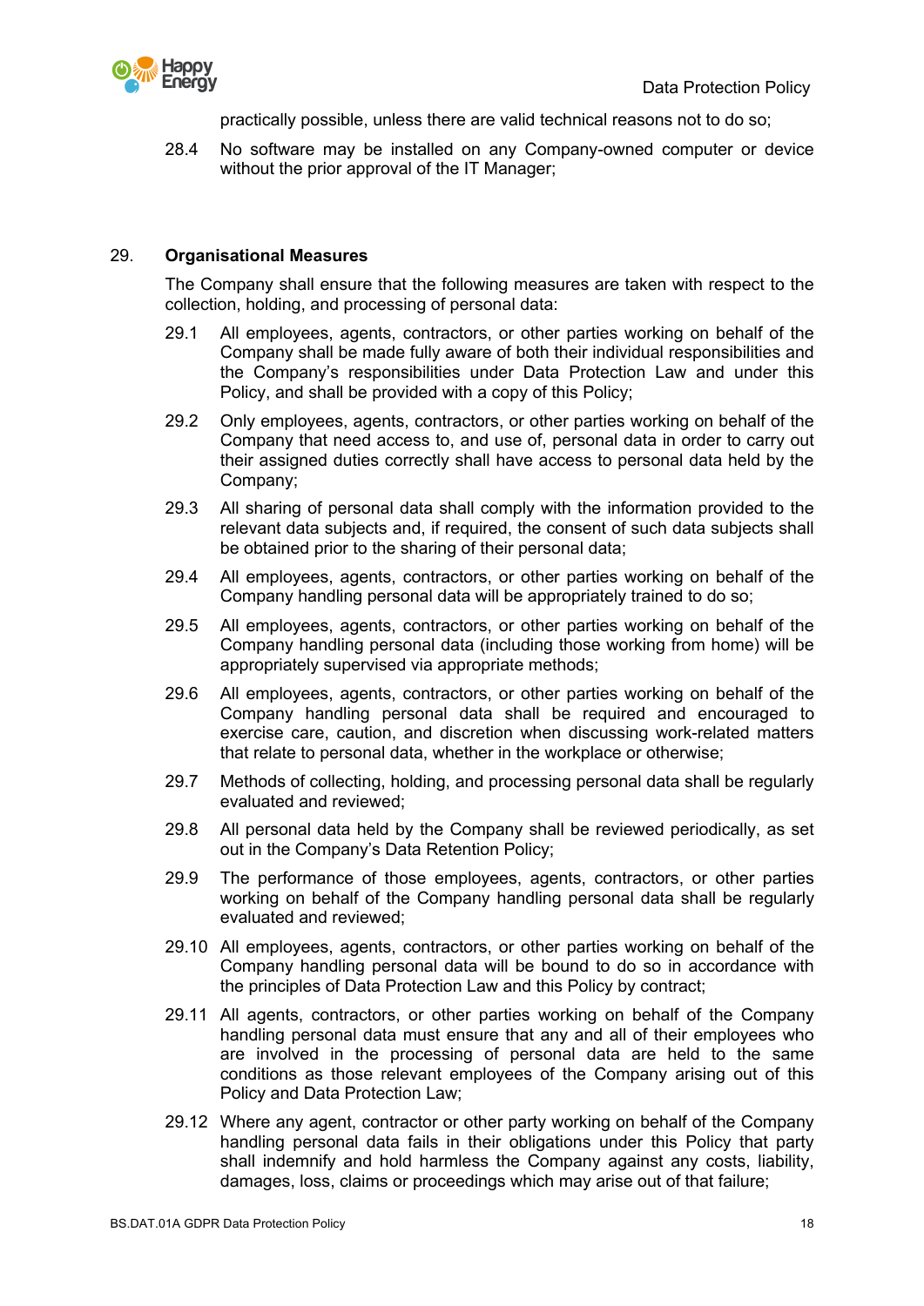practically possible, unless there are valid technical reasons not to do so;

28.4 No software may be installed on any Company-owned computer or device without the prior approval of the IT Manager;

## 29. Organisational Measures

The Company shall ensure that the following measures are taken with respect to the collection, holding, and processing of personal data:

29.1 All employees, agents, contractors, or other parties working on behalf of the Company shall be made fully aware of both their individual responsibilities and the Company's responsibilities under Data Protection Law and under this Policy, and shall be provided with a copy of this Policy;

29.2 Only employees, agents, contractors, or other parties working on behalf of the Company that need access to, and use of, personal data in order to carry out their assigned duties correctly shall have access to personal data held by the Company;

29.3 All sharing of personal data shall comply with the information provided to the relevant data subjects and, if required, the consent of such data subjects shall be obtained prior to the sharing of their personal data;

29.4 All employees, agents, contractors, or other parties working on behalf of the Company handling personal data will be appropriately trained to do so;

29.5 All employees, agents, contractors, or other parties working on behalf of the Company handling personal data (including those working from home) will be appropriately supervised via appropriate methods;

29.6 All employees, agents, contractors, or other parties working on behalf of the Company handling personal data shall be required and encouraged to exercise care, caution, and discretion when discussing work-related matters that relate to personal data, whether in the workplace or otherwise;

29.7 Methods of collecting, holding, and processing personal data shall be regularly evaluated and reviewed;

29.8 All personal data held by the Company shall be reviewed periodically, as set out in the Company's Data Retention Policy;

29.9 The performance of those employees, agents, contractors, or other parties working on behalf of the Company handling personal data shall be regularly evaluated and reviewed;

29.10 All employees, agents, contractors, or other parties working on behalf of the Company handling personal data will be bound to do so in accordance with the principles of Data Protection Law and this Policy by contract;

29.11 All agents, contractors, or other parties working on behalf of the Company handling personal data must ensure that any and all of their employees who are involved in the processing of personal data are held to the same conditions as those relevant employees of the Company arising out of this Policy and Data Protection Law;

29.12 Where any agent, contractor or other party working on behalf of the Company handling personal data fails in their obligations under this Policy that party shall indemnify and hold harmless the Company against any costs, liability, damages, loss, claims or proceedings which may arise out of that failure;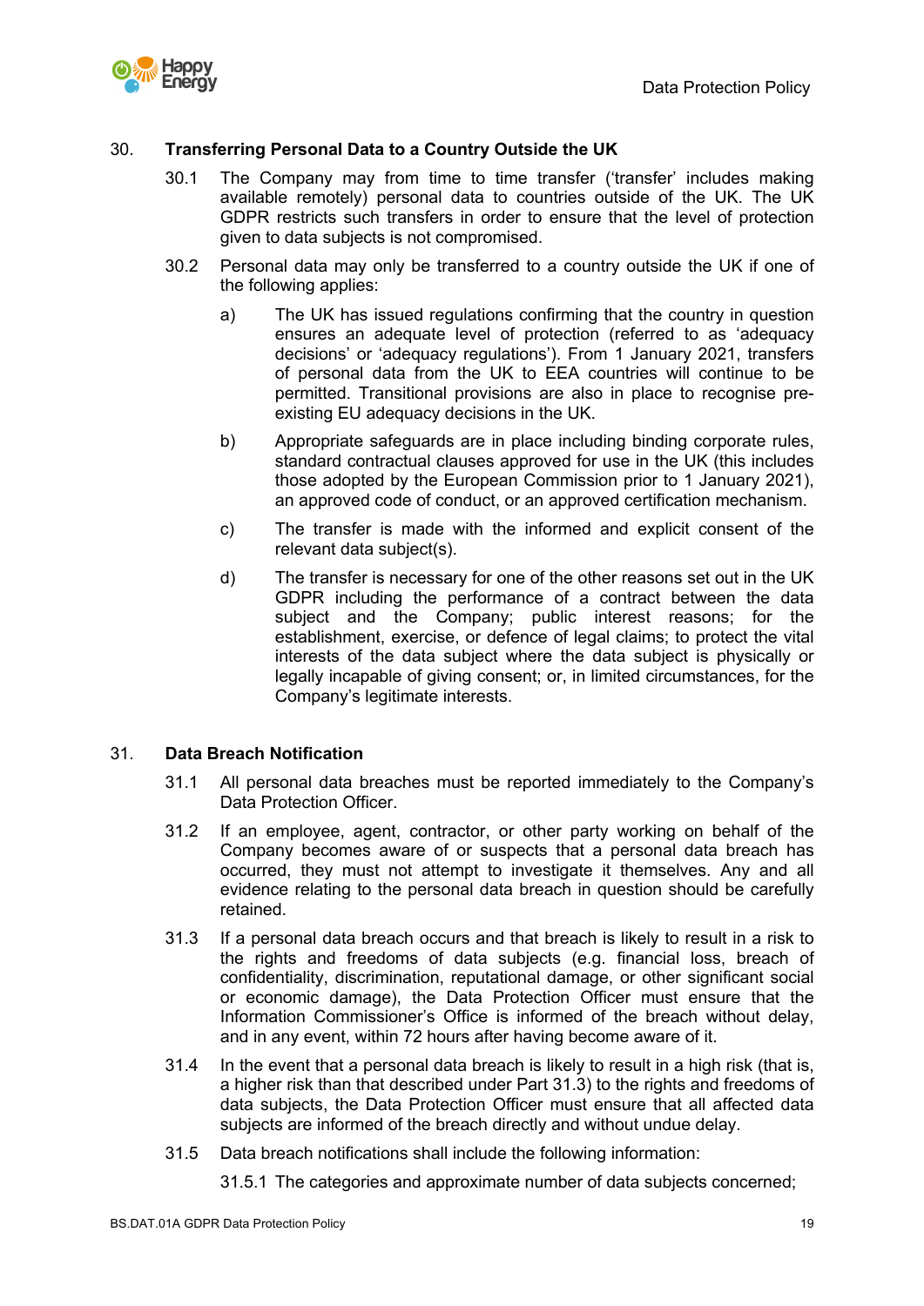## 30. Transferring Personal Data to a Country Outside the UK

30.1 The Company may from time to time transfer ('transfer' includes making available remotely) personal data to countries outside of the UK. The UK GDPR restricts such transfers in order to ensure that the level of protection given to data subjects is not compromised.

30.2 Personal data may only be transferred to a country outside the UK if one of the following applies:

a) The UK has issued regulations confirming that the country in question ensures an adequate level of protection (referred to as 'adequacy decisions' or 'adequacy regulations'). From 1 January 2021, transfers of personal data from the UK to EEA countries will continue to be permitted. Transitional provisions are also in place to recognise pre-existing EU adequacy decisions in the UK.

b) Appropriate safeguards are in place including binding corporate rules, standard contractual clauses approved for use in the UK (this includes those adopted by the European Commission prior to 1 January 2021), an approved code of conduct, or an approved certification mechanism.

c) The transfer is made with the informed and explicit consent of the relevant data subject(s).

d) The transfer is necessary for one of the other reasons set out in the UK GDPR including the performance of a contract between the data subject and the Company; public interest reasons; for the establishment, exercise, or defence of legal claims; to protect the vital interests of the data subject where the data subject is physically or legally incapable of giving consent; or, in limited circumstances, for the Company's legitimate interests.

## 31. Data Breach Notification

31.1 All personal data breaches must be reported immediately to the Company's Data Protection Officer.

31.2 If an employee, agent, contractor, or other party working on behalf of the Company becomes aware of or suspects that a personal data breach has occurred, they must not attempt to investigate it themselves. Any and all evidence relating to the personal data breach in question should be carefully retained.

31.3 If a personal data breach occurs and that breach is likely to result in a risk to the rights and freedoms of data subjects (e.g. financial loss, breach of confidentiality, discrimination, reputational damage, or other significant social or economic damage), the Data Protection Officer must ensure that the Information Commissioner's Office is informed of the breach without delay, and in any event, within 72 hours after having become aware of it.

31.4 In the event that a personal data breach is likely to result in a high risk (that is, a higher risk than that described under Part 31.3) to the rights and freedoms of data subjects, the Data Protection Officer must ensure that all affected data subjects are informed of the breach directly and without undue delay.

31.5 Data breach notifications shall include the following information:

31.5.1 The categories and approximate number of data subjects concerned;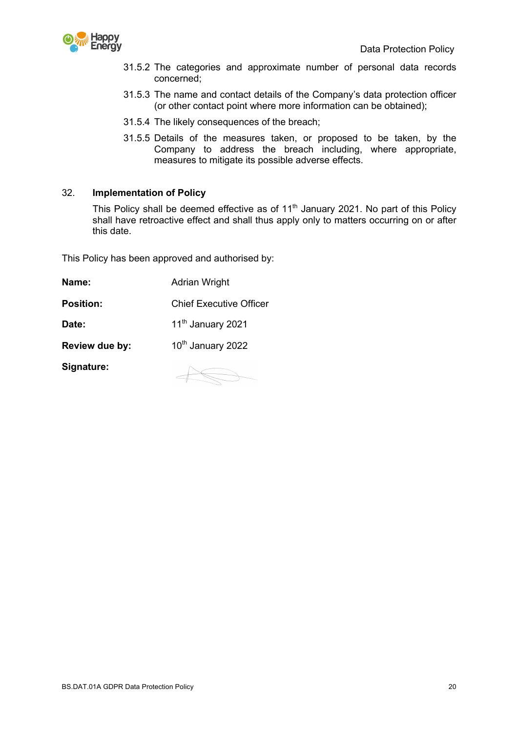31.5.2 The categories and approximate number of personal data records concerned;

31.5.3 The name and contact details of the Company's data protection officer (or other contact point where more information can be obtained);

31.5.4 The likely consequences of the breach;

31.5.5 Details of the measures taken, or proposed to be taken, by the Company to address the breach including, where appropriate, measures to mitigate its possible adverse effects.

## 32. Implementation of Policy

This Policy shall be deemed effective as of 11th January 2021. No part of this Policy shall have retroactive effect and shall thus apply only to matters occurring on or after this date.

This Policy has been approved and authorised by:

| | |
|---|---|
| **Name:** | Adrian Wright |
| **Position:** | Chief Executive Officer |
| **Date:** | 11th January 2021 |
| **Review due by:** | 10th January 2022 |
| **Signature:** | |